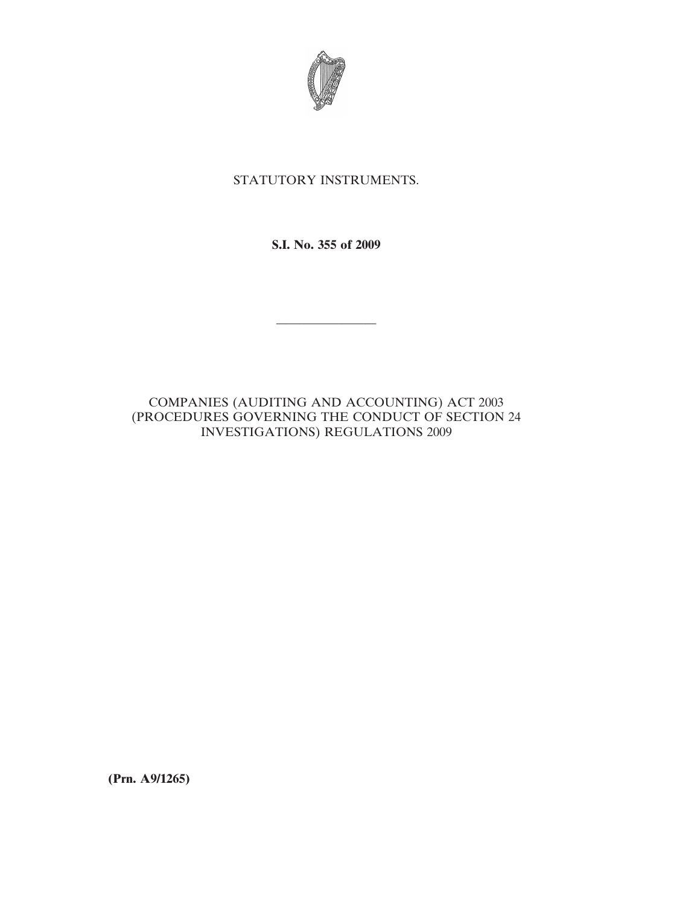STATUTORY INSTRUMENTS.

**S.I. No. 355 of 2009**

---

COMPANIES (AUDITING AND ACCOUNTING) ACT 2003 (PROCEDURES GOVERNING THE CONDUCT OF SECTION 24 INVESTIGATIONS) REGULATIONS 2009

**(Prn. A9/1265)**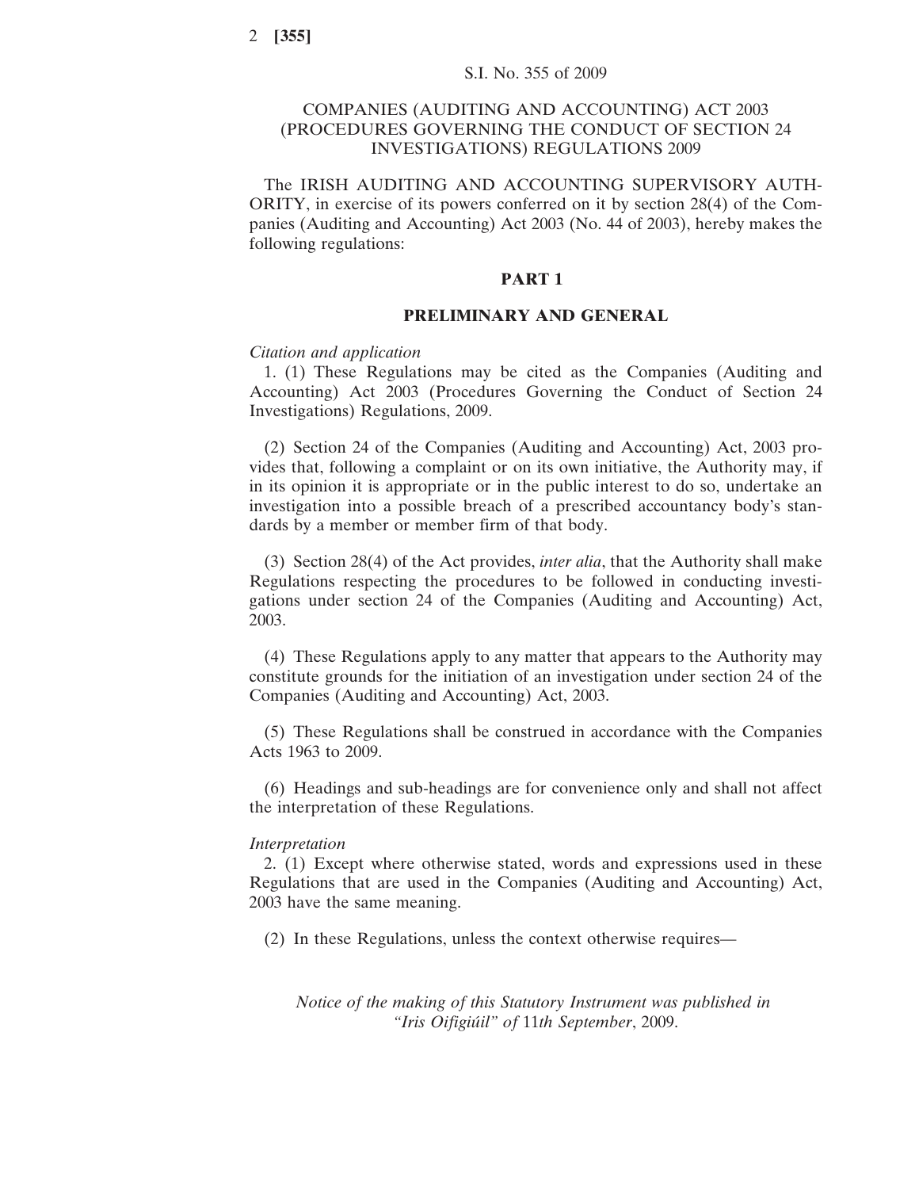S.I. No. 355 of 2009

# COMPANIES (AUDITING AND ACCOUNTING) ACT 2003 (PROCEDURES GOVERNING THE CONDUCT OF SECTION 24 INVESTIGATIONS) REGULATIONS 2009

The IRISH AUDITING AND ACCOUNTING SUPERVISORY AUTHORITY, in exercise of its powers conferred on it by section 28(4) of the Companies (Auditing and Accounting) Act 2003 (No. 44 of 2003), hereby makes the following regulations:

## PART 1

## PRELIMINARY AND GENERAL

*Citation and application*

1. (1) These Regulations may be cited as the Companies (Auditing and Accounting) Act 2003 (Procedures Governing the Conduct of Section 24 Investigations) Regulations, 2009.

(2) Section 24 of the Companies (Auditing and Accounting) Act, 2003 provides that, following a complaint or on its own initiative, the Authority may, if in its opinion it is appropriate or in the public interest to do so, undertake an investigation into a possible breach of a prescribed accountancy body's standards by a member or member firm of that body.

(3) Section 28(4) of the Act provides, *inter alia*, that the Authority shall make Regulations respecting the procedures to be followed in conducting investigations under section 24 of the Companies (Auditing and Accounting) Act, 2003.

(4) These Regulations apply to any matter that appears to the Authority may constitute grounds for the initiation of an investigation under section 24 of the Companies (Auditing and Accounting) Act, 2003.

(5) These Regulations shall be construed in accordance with the Companies Acts 1963 to 2009.

(6) Headings and sub-headings are for convenience only and shall not affect the interpretation of these Regulations.

*Interpretation*

2. (1) Except where otherwise stated, words and expressions used in these Regulations that are used in the Companies (Auditing and Accounting) Act, 2003 have the same meaning.

(2) In these Regulations, unless the context otherwise requires—

*Notice of the making of this Statutory Instrument was published in "Iris Oifigiúil" of* 11*th September*, 2009.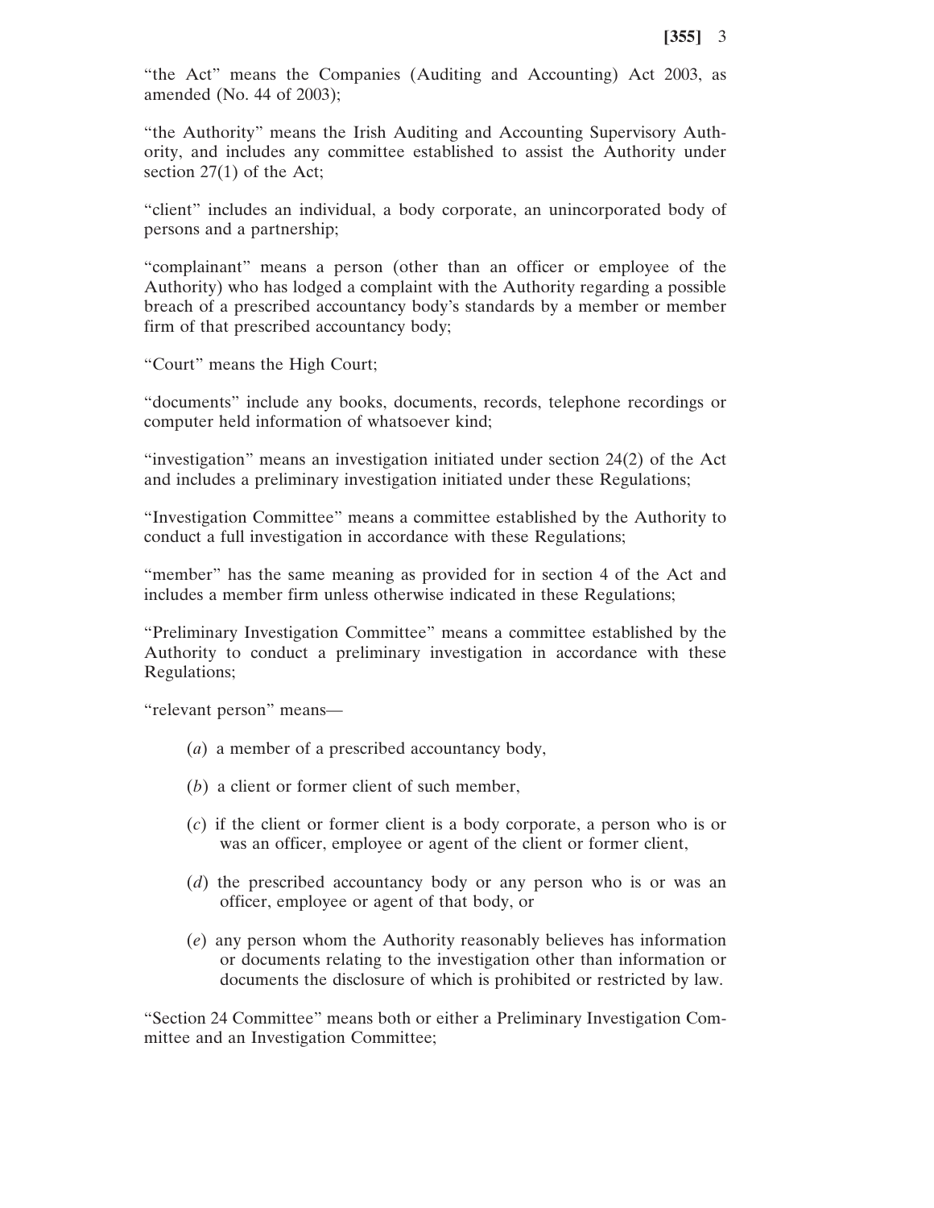"the Act" means the Companies (Auditing and Accounting) Act 2003, as amended (No. 44 of 2003);

"the Authority" means the Irish Auditing and Accounting Supervisory Authority, and includes any committee established to assist the Authority under section 27(1) of the Act;

"client" includes an individual, a body corporate, an unincorporated body of persons and a partnership;

"complainant" means a person (other than an officer or employee of the Authority) who has lodged a complaint with the Authority regarding a possible breach of a prescribed accountancy body's standards by a member or member firm of that prescribed accountancy body;

"Court" means the High Court;

"documents" include any books, documents, records, telephone recordings or computer held information of whatsoever kind;

"investigation" means an investigation initiated under section 24(2) of the Act and includes a preliminary investigation initiated under these Regulations;

"Investigation Committee" means a committee established by the Authority to conduct a full investigation in accordance with these Regulations;

"member" has the same meaning as provided for in section 4 of the Act and includes a member firm unless otherwise indicated in these Regulations;

"Preliminary Investigation Committee" means a committee established by the Authority to conduct a preliminary investigation in accordance with these Regulations;

"relevant person" means—

(*a*) a member of a prescribed accountancy body,

(*b*) a client or former client of such member,

(*c*) if the client or former client is a body corporate, a person who is or was an officer, employee or agent of the client or former client,

(*d*) the prescribed accountancy body or any person who is or was an officer, employee or agent of that body, or

(*e*) any person whom the Authority reasonably believes has information or documents relating to the investigation other than information or documents the disclosure of which is prohibited or restricted by law.

"Section 24 Committee" means both or either a Preliminary Investigation Committee and an Investigation Committee;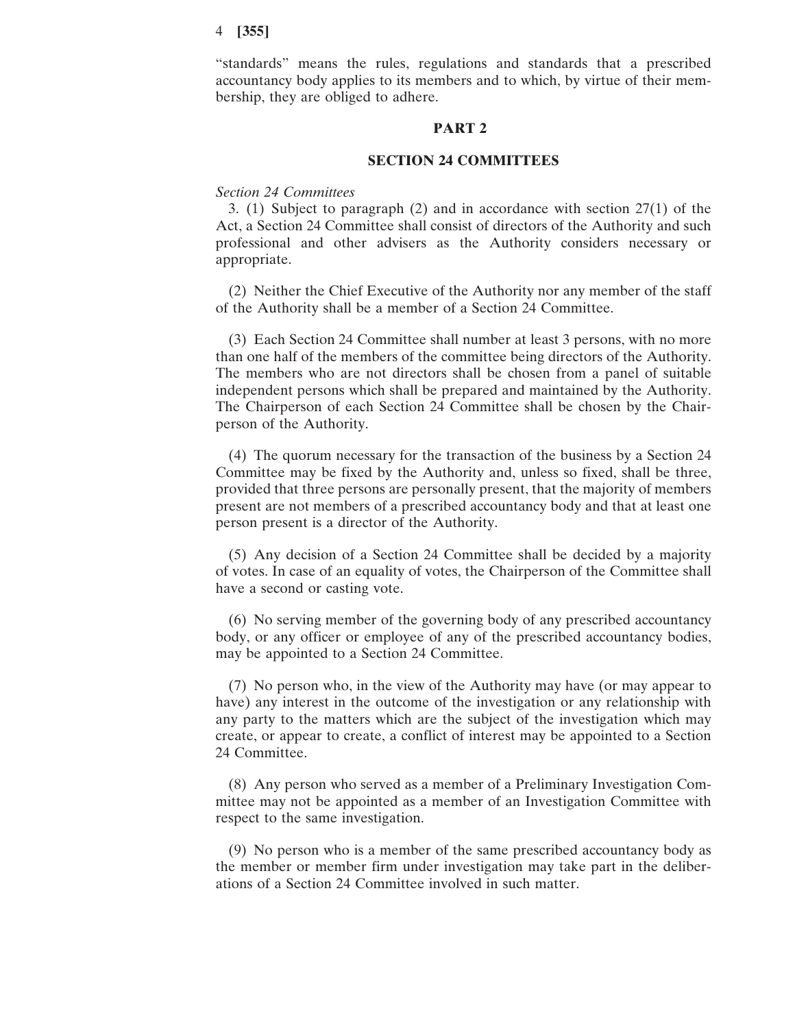"standards" means the rules, regulations and standards that a prescribed accountancy body applies to its members and to which, by virtue of their membership, they are obliged to adhere.

## PART 2

## SECTION 24 COMMITTEES

*Section 24 Committees*

3. (1) Subject to paragraph (2) and in accordance with section 27(1) of the Act, a Section 24 Committee shall consist of directors of the Authority and such professional and other advisers as the Authority considers necessary or appropriate.

(2) Neither the Chief Executive of the Authority nor any member of the staff of the Authority shall be a member of a Section 24 Committee.

(3) Each Section 24 Committee shall number at least 3 persons, with no more than one half of the members of the committee being directors of the Authority. The members who are not directors shall be chosen from a panel of suitable independent persons which shall be prepared and maintained by the Authority. The Chairperson of each Section 24 Committee shall be chosen by the Chairperson of the Authority.

(4) The quorum necessary for the transaction of the business by a Section 24 Committee may be fixed by the Authority and, unless so fixed, shall be three, provided that three persons are personally present, that the majority of members present are not members of a prescribed accountancy body and that at least one person present is a director of the Authority.

(5) Any decision of a Section 24 Committee shall be decided by a majority of votes. In case of an equality of votes, the Chairperson of the Committee shall have a second or casting vote.

(6) No serving member of the governing body of any prescribed accountancy body, or any officer or employee of any of the prescribed accountancy bodies, may be appointed to a Section 24 Committee.

(7) No person who, in the view of the Authority may have (or may appear to have) any interest in the outcome of the investigation or any relationship with any party to the matters which are the subject of the investigation which may create, or appear to create, a conflict of interest may be appointed to a Section 24 Committee.

(8) Any person who served as a member of a Preliminary Investigation Committee may not be appointed as a member of an Investigation Committee with respect to the same investigation.

(9) No person who is a member of the same prescribed accountancy body as the member or member firm under investigation may take part in the deliberations of a Section 24 Committee involved in such matter.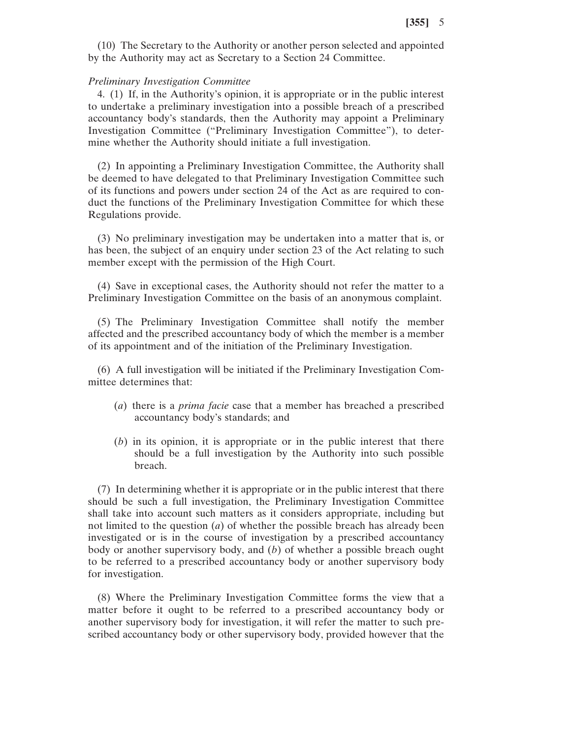(10) The Secretary to the Authority or another person selected and appointed by the Authority may act as Secretary to a Section 24 Committee.

*Preliminary Investigation Committee*

4. (1) If, in the Authority's opinion, it is appropriate or in the public interest to undertake a preliminary investigation into a possible breach of a prescribed accountancy body's standards, then the Authority may appoint a Preliminary Investigation Committee ("Preliminary Investigation Committee"), to determine whether the Authority should initiate a full investigation.

(2) In appointing a Preliminary Investigation Committee, the Authority shall be deemed to have delegated to that Preliminary Investigation Committee such of its functions and powers under section 24 of the Act as are required to conduct the functions of the Preliminary Investigation Committee for which these Regulations provide.

(3) No preliminary investigation may be undertaken into a matter that is, or has been, the subject of an enquiry under section 23 of the Act relating to such member except with the permission of the High Court.

(4) Save in exceptional cases, the Authority should not refer the matter to a Preliminary Investigation Committee on the basis of an anonymous complaint.

(5) The Preliminary Investigation Committee shall notify the member affected and the prescribed accountancy body of which the member is a member of its appointment and of the initiation of the Preliminary Investigation.

(6) A full investigation will be initiated if the Preliminary Investigation Committee determines that:

(*a*) there is a *prima facie* case that a member has breached a prescribed accountancy body's standards; and

(*b*) in its opinion, it is appropriate or in the public interest that there should be a full investigation by the Authority into such possible breach.

(7) In determining whether it is appropriate or in the public interest that there should be such a full investigation, the Preliminary Investigation Committee shall take into account such matters as it considers appropriate, including but not limited to the question (*a*) of whether the possible breach has already been investigated or is in the course of investigation by a prescribed accountancy body or another supervisory body, and (*b*) of whether a possible breach ought to be referred to a prescribed accountancy body or another supervisory body for investigation.

(8) Where the Preliminary Investigation Committee forms the view that a matter before it ought to be referred to a prescribed accountancy body or another supervisory body for investigation, it will refer the matter to such prescribed accountancy body or other supervisory body, provided however that the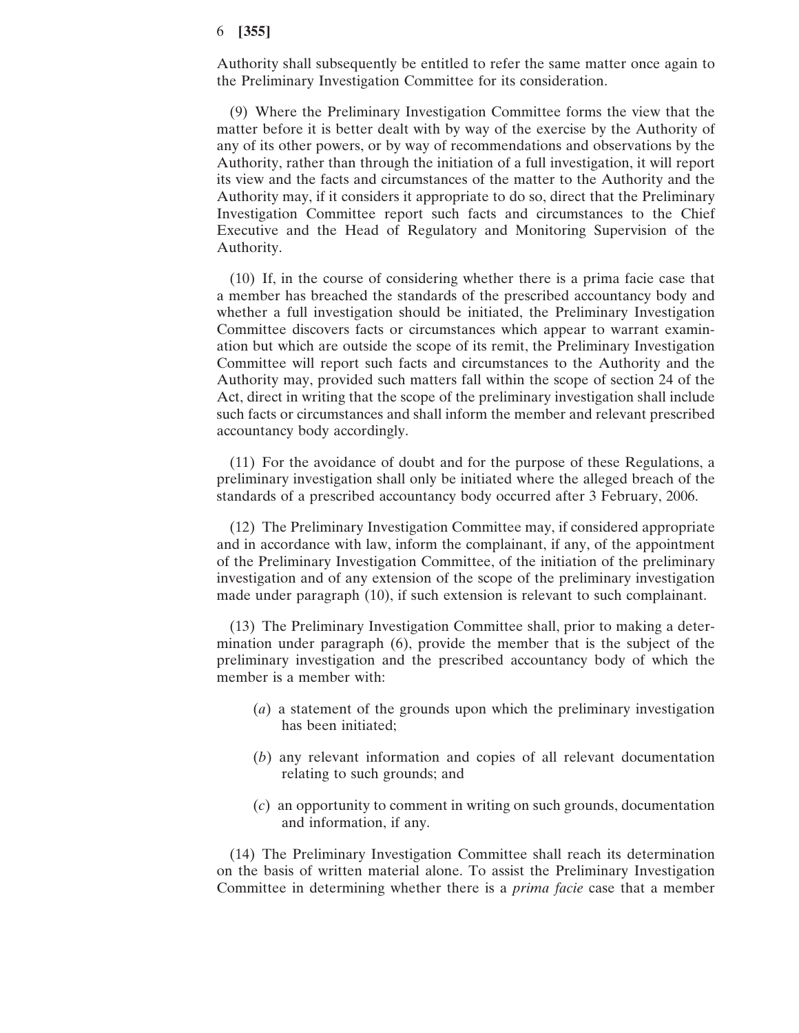Authority shall subsequently be entitled to refer the same matter once again to the Preliminary Investigation Committee for its consideration.

(9) Where the Preliminary Investigation Committee forms the view that the matter before it is better dealt with by way of the exercise by the Authority of any of its other powers, or by way of recommendations and observations by the Authority, rather than through the initiation of a full investigation, it will report its view and the facts and circumstances of the matter to the Authority and the Authority may, if it considers it appropriate to do so, direct that the Preliminary Investigation Committee report such facts and circumstances to the Chief Executive and the Head of Regulatory and Monitoring Supervision of the Authority.

(10) If, in the course of considering whether there is a prima facie case that a member has breached the standards of the prescribed accountancy body and whether a full investigation should be initiated, the Preliminary Investigation Committee discovers facts or circumstances which appear to warrant examination but which are outside the scope of its remit, the Preliminary Investigation Committee will report such facts and circumstances to the Authority and the Authority may, provided such matters fall within the scope of section 24 of the Act, direct in writing that the scope of the preliminary investigation shall include such facts or circumstances and shall inform the member and relevant prescribed accountancy body accordingly.

(11) For the avoidance of doubt and for the purpose of these Regulations, a preliminary investigation shall only be initiated where the alleged breach of the standards of a prescribed accountancy body occurred after 3 February, 2006.

(12) The Preliminary Investigation Committee may, if considered appropriate and in accordance with law, inform the complainant, if any, of the appointment of the Preliminary Investigation Committee, of the initiation of the preliminary investigation and of any extension of the scope of the preliminary investigation made under paragraph (10), if such extension is relevant to such complainant.

(13) The Preliminary Investigation Committee shall, prior to making a determination under paragraph (6), provide the member that is the subject of the preliminary investigation and the prescribed accountancy body of which the member is a member with:

(*a*) a statement of the grounds upon which the preliminary investigation has been initiated;

(*b*) any relevant information and copies of all relevant documentation relating to such grounds; and

(*c*) an opportunity to comment in writing on such grounds, documentation and information, if any.

(14) The Preliminary Investigation Committee shall reach its determination on the basis of written material alone. To assist the Preliminary Investigation Committee in determining whether there is a *prima facie* case that a member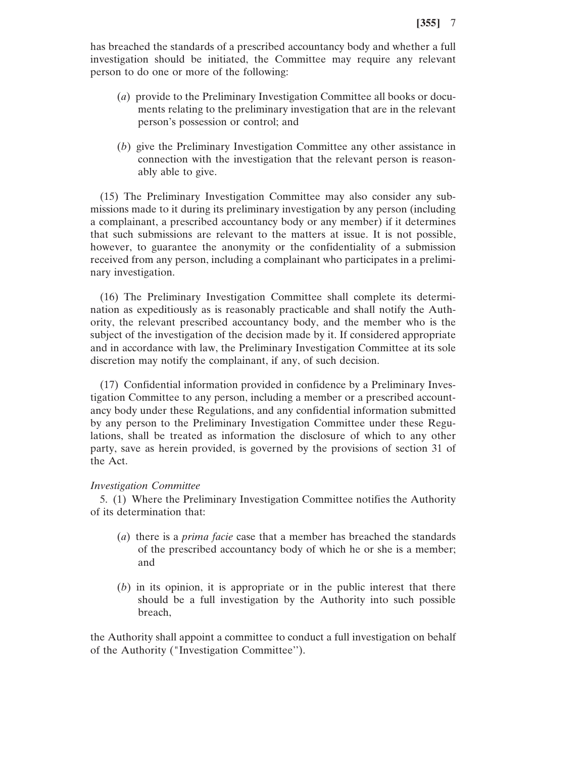has breached the standards of a prescribed accountancy body and whether a full investigation should be initiated, the Committee may require any relevant person to do one or more of the following:

(*a*) provide to the Preliminary Investigation Committee all books or documents relating to the preliminary investigation that are in the relevant person's possession or control; and

(*b*) give the Preliminary Investigation Committee any other assistance in connection with the investigation that the relevant person is reasonably able to give.

(15) The Preliminary Investigation Committee may also consider any submissions made to it during its preliminary investigation by any person (including a complainant, a prescribed accountancy body or any member) if it determines that such submissions are relevant to the matters at issue. It is not possible, however, to guarantee the anonymity or the confidentiality of a submission received from any person, including a complainant who participates in a preliminary investigation.

(16) The Preliminary Investigation Committee shall complete its determination as expeditiously as is reasonably practicable and shall notify the Authority, the relevant prescribed accountancy body, and the member who is the subject of the investigation of the decision made by it. If considered appropriate and in accordance with law, the Preliminary Investigation Committee at its sole discretion may notify the complainant, if any, of such decision.

(17) Confidential information provided in confidence by a Preliminary Investigation Committee to any person, including a member or a prescribed accountancy body under these Regulations, and any confidential information submitted by any person to the Preliminary Investigation Committee under these Regulations, shall be treated as information the disclosure of which to any other party, save as herein provided, is governed by the provisions of section 31 of the Act.

*Investigation Committee*

5. (1) Where the Preliminary Investigation Committee notifies the Authority of its determination that:

(*a*) there is a *prima facie* case that a member has breached the standards of the prescribed accountancy body of which he or she is a member; and

(*b*) in its opinion, it is appropriate or in the public interest that there should be a full investigation by the Authority into such possible breach,

the Authority shall appoint a committee to conduct a full investigation on behalf of the Authority ("Investigation Committee").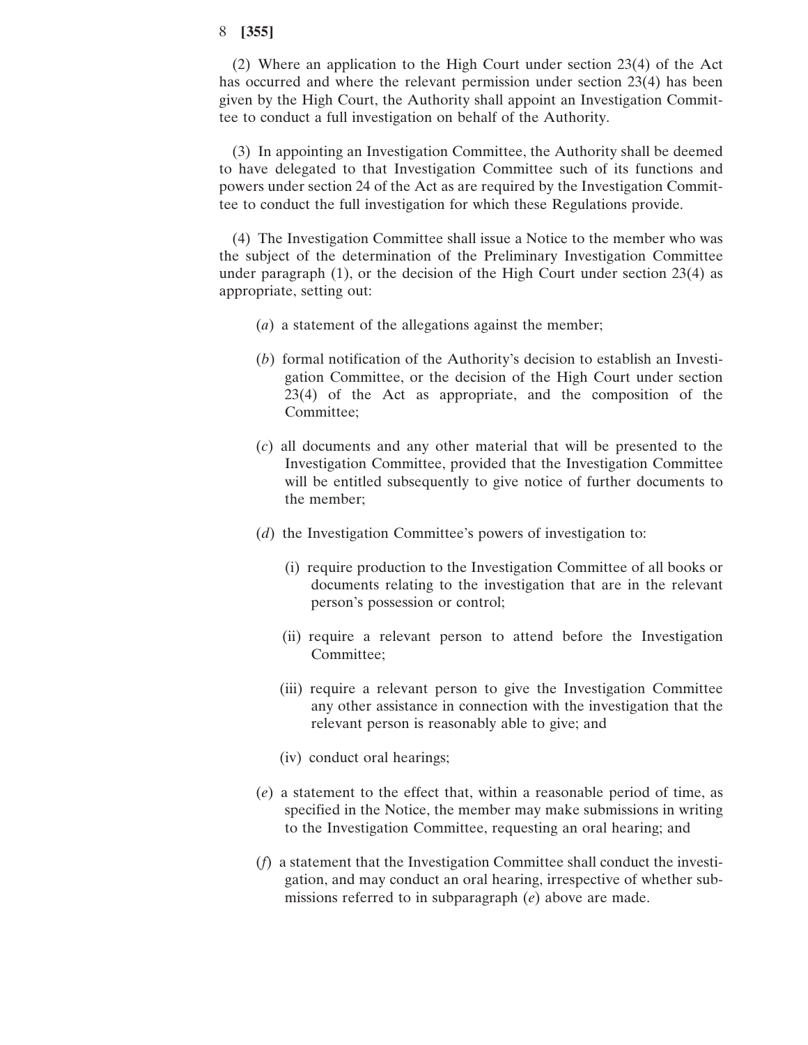(2) Where an application to the High Court under section 23(4) of the Act has occurred and where the relevant permission under section 23(4) has been given by the High Court, the Authority shall appoint an Investigation Committee to conduct a full investigation on behalf of the Authority.

(3) In appointing an Investigation Committee, the Authority shall be deemed to have delegated to that Investigation Committee such of its functions and powers under section 24 of the Act as are required by the Investigation Committee to conduct the full investigation for which these Regulations provide.

(4) The Investigation Committee shall issue a Notice to the member who was the subject of the determination of the Preliminary Investigation Committee under paragraph (1), or the decision of the High Court under section 23(4) as appropriate, setting out:

(*a*) a statement of the allegations against the member;

(*b*) formal notification of the Authority's decision to establish an Investigation Committee, or the decision of the High Court under section 23(4) of the Act as appropriate, and the composition of the Committee;

(*c*) all documents and any other material that will be presented to the Investigation Committee, provided that the Investigation Committee will be entitled subsequently to give notice of further documents to the member;

(*d*) the Investigation Committee's powers of investigation to:

(i) require production to the Investigation Committee of all books or documents relating to the investigation that are in the relevant person's possession or control;

(ii) require a relevant person to attend before the Investigation Committee;

(iii) require a relevant person to give the Investigation Committee any other assistance in connection with the investigation that the relevant person is reasonably able to give; and

(iv) conduct oral hearings;

(*e*) a statement to the effect that, within a reasonable period of time, as specified in the Notice, the member may make submissions in writing to the Investigation Committee, requesting an oral hearing; and

(*f*) a statement that the Investigation Committee shall conduct the investigation, and may conduct an oral hearing, irrespective of whether submissions referred to in subparagraph (*e*) above are made.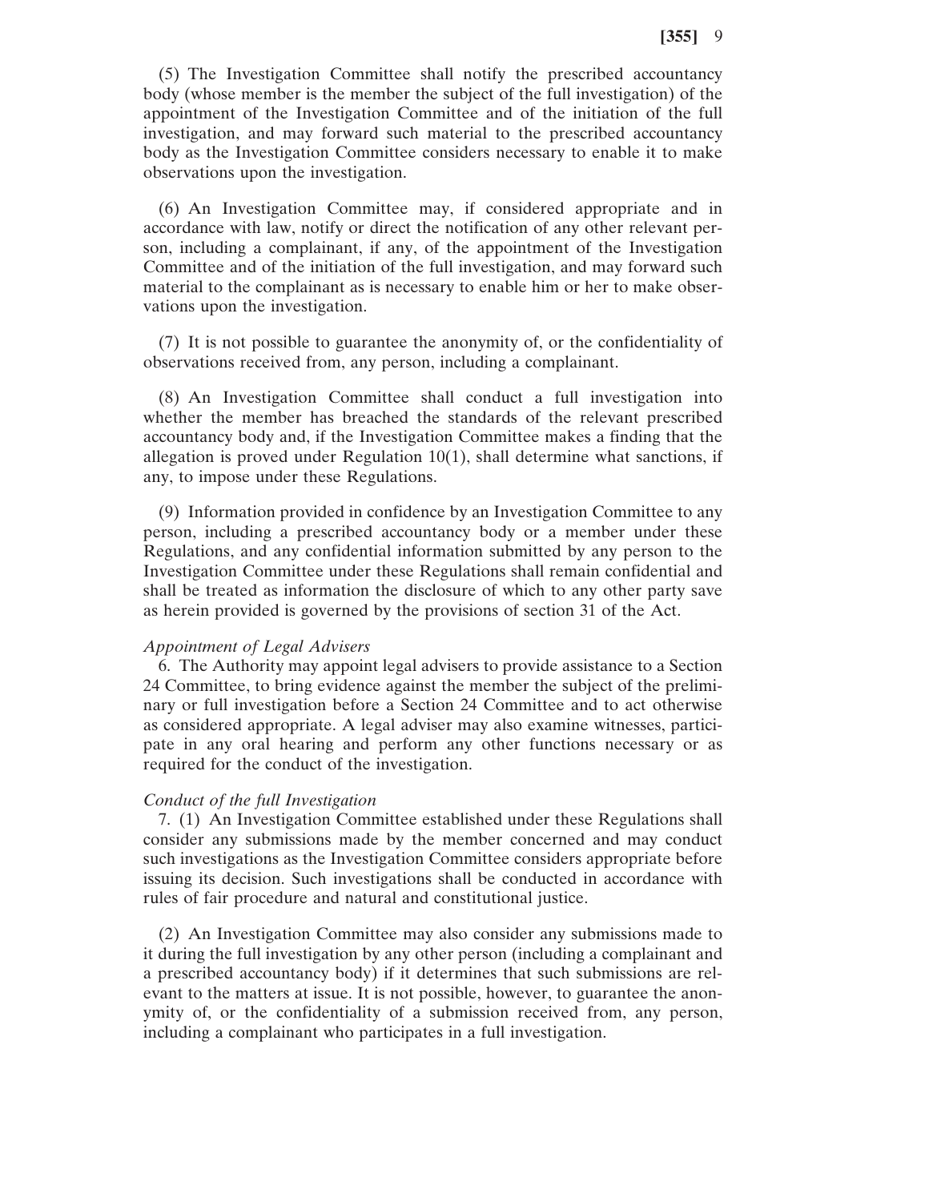(5) The Investigation Committee shall notify the prescribed accountancy body (whose member is the member the subject of the full investigation) of the appointment of the Investigation Committee and of the initiation of the full investigation, and may forward such material to the prescribed accountancy body as the Investigation Committee considers necessary to enable it to make observations upon the investigation.

(6) An Investigation Committee may, if considered appropriate and in accordance with law, notify or direct the notification of any other relevant person, including a complainant, if any, of the appointment of the Investigation Committee and of the initiation of the full investigation, and may forward such material to the complainant as is necessary to enable him or her to make observations upon the investigation.

(7) It is not possible to guarantee the anonymity of, or the confidentiality of observations received from, any person, including a complainant.

(8) An Investigation Committee shall conduct a full investigation into whether the member has breached the standards of the relevant prescribed accountancy body and, if the Investigation Committee makes a finding that the allegation is proved under Regulation 10(1), shall determine what sanctions, if any, to impose under these Regulations.

(9) Information provided in confidence by an Investigation Committee to any person, including a prescribed accountancy body or a member under these Regulations, and any confidential information submitted by any person to the Investigation Committee under these Regulations shall remain confidential and shall be treated as information the disclosure of which to any other party save as herein provided is governed by the provisions of section 31 of the Act.

*Appointment of Legal Advisers*

6. The Authority may appoint legal advisers to provide assistance to a Section 24 Committee, to bring evidence against the member the subject of the preliminary or full investigation before a Section 24 Committee and to act otherwise as considered appropriate. A legal adviser may also examine witnesses, participate in any oral hearing and perform any other functions necessary or as required for the conduct of the investigation.

*Conduct of the full Investigation*

7. (1) An Investigation Committee established under these Regulations shall consider any submissions made by the member concerned and may conduct such investigations as the Investigation Committee considers appropriate before issuing its decision. Such investigations shall be conducted in accordance with rules of fair procedure and natural and constitutional justice.

(2) An Investigation Committee may also consider any submissions made to it during the full investigation by any other person (including a complainant and a prescribed accountancy body) if it determines that such submissions are relevant to the matters at issue. It is not possible, however, to guarantee the anonymity of, or the confidentiality of a submission received from, any person, including a complainant who participates in a full investigation.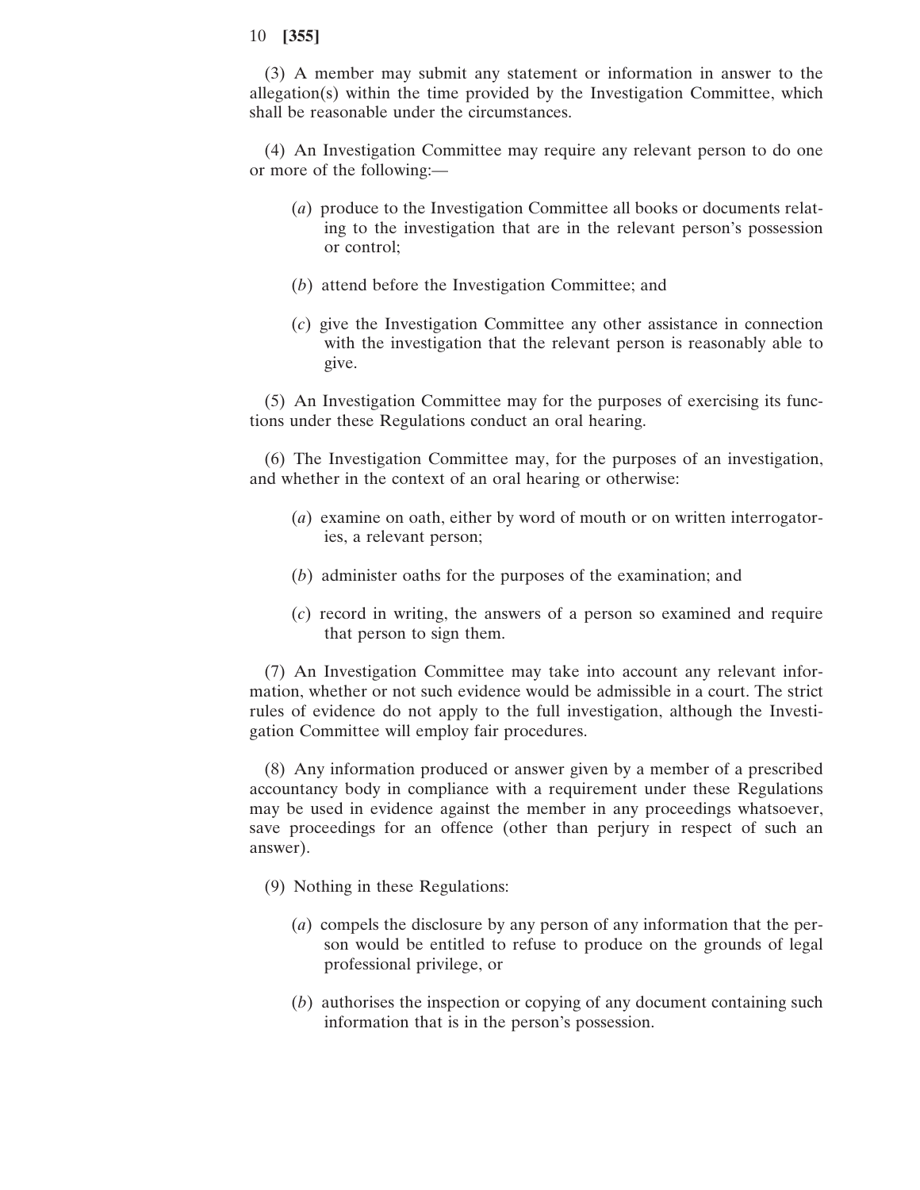(3) A member may submit any statement or information in answer to the allegation(s) within the time provided by the Investigation Committee, which shall be reasonable under the circumstances.

(4) An Investigation Committee may require any relevant person to do one or more of the following:—

(*a*) produce to the Investigation Committee all books or documents relating to the investigation that are in the relevant person's possession or control;

(*b*) attend before the Investigation Committee; and

(*c*) give the Investigation Committee any other assistance in connection with the investigation that the relevant person is reasonably able to give.

(5) An Investigation Committee may for the purposes of exercising its functions under these Regulations conduct an oral hearing.

(6) The Investigation Committee may, for the purposes of an investigation, and whether in the context of an oral hearing or otherwise:

(*a*) examine on oath, either by word of mouth or on written interrogatories, a relevant person;

(*b*) administer oaths for the purposes of the examination; and

(*c*) record in writing, the answers of a person so examined and require that person to sign them.

(7) An Investigation Committee may take into account any relevant information, whether or not such evidence would be admissible in a court. The strict rules of evidence do not apply to the full investigation, although the Investigation Committee will employ fair procedures.

(8) Any information produced or answer given by a member of a prescribed accountancy body in compliance with a requirement under these Regulations may be used in evidence against the member in any proceedings whatsoever, save proceedings for an offence (other than perjury in respect of such an answer).

(9) Nothing in these Regulations:

(*a*) compels the disclosure by any person of any information that the person would be entitled to refuse to produce on the grounds of legal professional privilege, or

(*b*) authorises the inspection or copying of any document containing such information that is in the person's possession.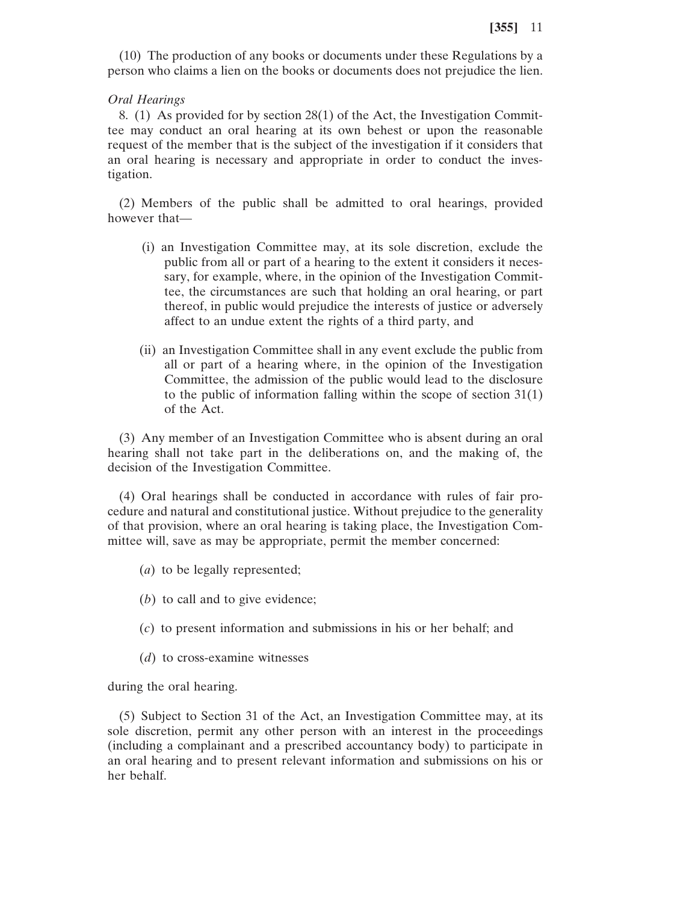(10) The production of any books or documents under these Regulations by a person who claims a lien on the books or documents does not prejudice the lien.

*Oral Hearings*

8. (1) As provided for by section 28(1) of the Act, the Investigation Committee may conduct an oral hearing at its own behest or upon the reasonable request of the member that is the subject of the investigation if it considers that an oral hearing is necessary and appropriate in order to conduct the investigation.

(2) Members of the public shall be admitted to oral hearings, provided however that—

(i) an Investigation Committee may, at its sole discretion, exclude the public from all or part of a hearing to the extent it considers it necessary, for example, where, in the opinion of the Investigation Committee, the circumstances are such that holding an oral hearing, or part thereof, in public would prejudice the interests of justice or adversely affect to an undue extent the rights of a third party, and

(ii) an Investigation Committee shall in any event exclude the public from all or part of a hearing where, in the opinion of the Investigation Committee, the admission of the public would lead to the disclosure to the public of information falling within the scope of section 31(1) of the Act.

(3) Any member of an Investigation Committee who is absent during an oral hearing shall not take part in the deliberations on, and the making of, the decision of the Investigation Committee.

(4) Oral hearings shall be conducted in accordance with rules of fair procedure and natural and constitutional justice. Without prejudice to the generality of that provision, where an oral hearing is taking place, the Investigation Committee will, save as may be appropriate, permit the member concerned:

(*a*) to be legally represented;

(*b*) to call and to give evidence;

(*c*) to present information and submissions in his or her behalf; and

(*d*) to cross-examine witnesses

during the oral hearing.

(5) Subject to Section 31 of the Act, an Investigation Committee may, at its sole discretion, permit any other person with an interest in the proceedings (including a complainant and a prescribed accountancy body) to participate in an oral hearing and to present relevant information and submissions on his or her behalf.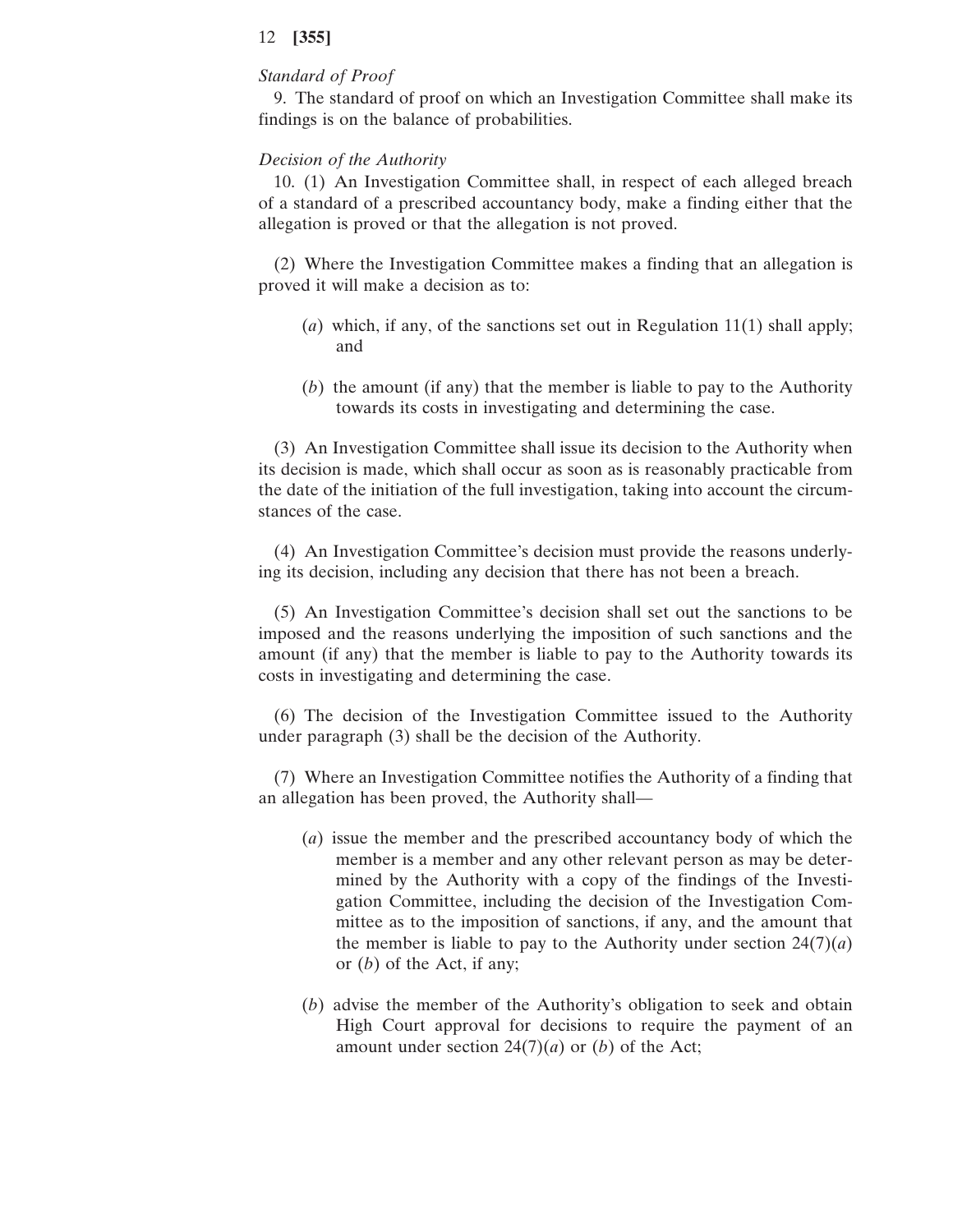*Standard of Proof*

9. The standard of proof on which an Investigation Committee shall make its findings is on the balance of probabilities.

*Decision of the Authority*

10. (1) An Investigation Committee shall, in respect of each alleged breach of a standard of a prescribed accountancy body, make a finding either that the allegation is proved or that the allegation is not proved.

(2) Where the Investigation Committee makes a finding that an allegation is proved it will make a decision as to:

(*a*) which, if any, of the sanctions set out in Regulation 11(1) shall apply; and

(*b*) the amount (if any) that the member is liable to pay to the Authority towards its costs in investigating and determining the case.

(3) An Investigation Committee shall issue its decision to the Authority when its decision is made, which shall occur as soon as is reasonably practicable from the date of the initiation of the full investigation, taking into account the circumstances of the case.

(4) An Investigation Committee's decision must provide the reasons underlying its decision, including any decision that there has not been a breach.

(5) An Investigation Committee's decision shall set out the sanctions to be imposed and the reasons underlying the imposition of such sanctions and the amount (if any) that the member is liable to pay to the Authority towards its costs in investigating and determining the case.

(6) The decision of the Investigation Committee issued to the Authority under paragraph (3) shall be the decision of the Authority.

(7) Where an Investigation Committee notifies the Authority of a finding that an allegation has been proved, the Authority shall—

(*a*) issue the member and the prescribed accountancy body of which the member is a member and any other relevant person as may be determined by the Authority with a copy of the findings of the Investigation Committee, including the decision of the Investigation Committee as to the imposition of sanctions, if any, and the amount that the member is liable to pay to the Authority under section 24(7)(*a*) or (*b*) of the Act, if any;

(*b*) advise the member of the Authority's obligation to seek and obtain High Court approval for decisions to require the payment of an amount under section 24(7)(*a*) or (*b*) of the Act;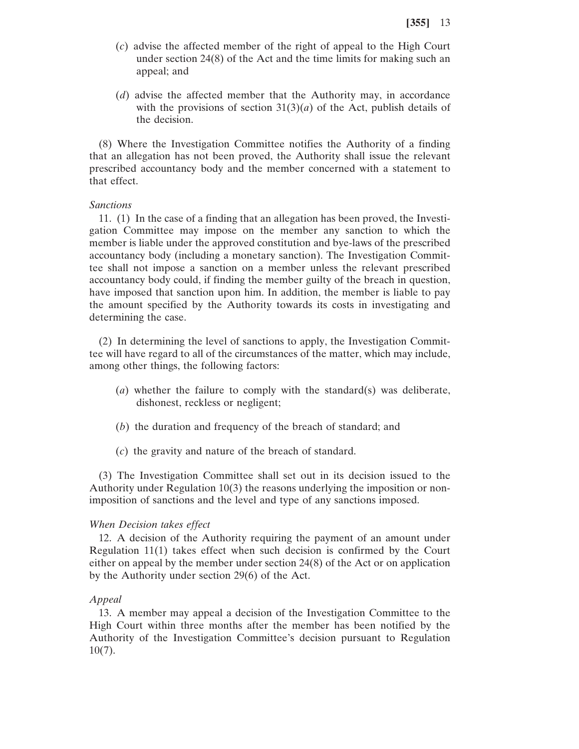(*c*) advise the affected member of the right of appeal to the High Court under section 24(8) of the Act and the time limits for making such an appeal; and

(*d*) advise the affected member that the Authority may, in accordance with the provisions of section 31(3)(*a*) of the Act, publish details of the decision.

(8) Where the Investigation Committee notifies the Authority of a finding that an allegation has not been proved, the Authority shall issue the relevant prescribed accountancy body and the member concerned with a statement to that effect.

*Sanctions*

11. (1) In the case of a finding that an allegation has been proved, the Investigation Committee may impose on the member any sanction to which the member is liable under the approved constitution and bye-laws of the prescribed accountancy body (including a monetary sanction). The Investigation Committee shall not impose a sanction on a member unless the relevant prescribed accountancy body could, if finding the member guilty of the breach in question, have imposed that sanction upon him. In addition, the member is liable to pay the amount specified by the Authority towards its costs in investigating and determining the case.

(2) In determining the level of sanctions to apply, the Investigation Committee will have regard to all of the circumstances of the matter, which may include, among other things, the following factors:

(*a*) whether the failure to comply with the standard(s) was deliberate, dishonest, reckless or negligent;

(*b*) the duration and frequency of the breach of standard; and

(*c*) the gravity and nature of the breach of standard.

(3) The Investigation Committee shall set out in its decision issued to the Authority under Regulation 10(3) the reasons underlying the imposition or non-imposition of sanctions and the level and type of any sanctions imposed.

*When Decision takes effect*

12. A decision of the Authority requiring the payment of an amount under Regulation 11(1) takes effect when such decision is confirmed by the Court either on appeal by the member under section 24(8) of the Act or on application by the Authority under section 29(6) of the Act.

*Appeal*

13. A member may appeal a decision of the Investigation Committee to the High Court within three months after the member has been notified by the Authority of the Investigation Committee's decision pursuant to Regulation 10(7).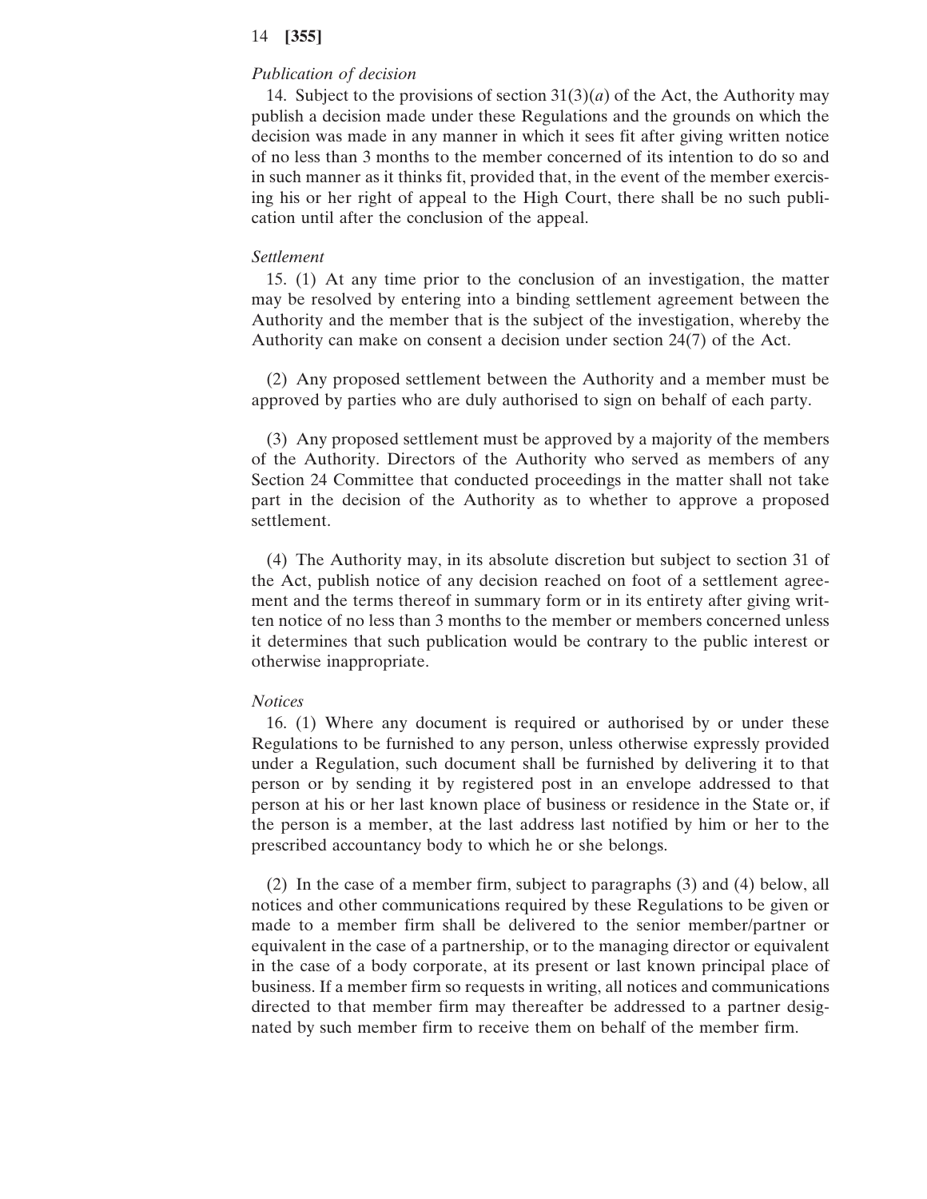*Publication of decision*

14. Subject to the provisions of section 31(3)(*a*) of the Act, the Authority may publish a decision made under these Regulations and the grounds on which the decision was made in any manner in which it sees fit after giving written notice of no less than 3 months to the member concerned of its intention to do so and in such manner as it thinks fit, provided that, in the event of the member exercising his or her right of appeal to the High Court, there shall be no such publication until after the conclusion of the appeal.

*Settlement*

15. (1) At any time prior to the conclusion of an investigation, the matter may be resolved by entering into a binding settlement agreement between the Authority and the member that is the subject of the investigation, whereby the Authority can make on consent a decision under section 24(7) of the Act.

(2) Any proposed settlement between the Authority and a member must be approved by parties who are duly authorised to sign on behalf of each party.

(3) Any proposed settlement must be approved by a majority of the members of the Authority. Directors of the Authority who served as members of any Section 24 Committee that conducted proceedings in the matter shall not take part in the decision of the Authority as to whether to approve a proposed settlement.

(4) The Authority may, in its absolute discretion but subject to section 31 of the Act, publish notice of any decision reached on foot of a settlement agreement and the terms thereof in summary form or in its entirety after giving written notice of no less than 3 months to the member or members concerned unless it determines that such publication would be contrary to the public interest or otherwise inappropriate.

*Notices*

16. (1) Where any document is required or authorised by or under these Regulations to be furnished to any person, unless otherwise expressly provided under a Regulation, such document shall be furnished by delivering it to that person or by sending it by registered post in an envelope addressed to that person at his or her last known place of business or residence in the State or, if the person is a member, at the last address last notified by him or her to the prescribed accountancy body to which he or she belongs.

(2) In the case of a member firm, subject to paragraphs (3) and (4) below, all notices and other communications required by these Regulations to be given or made to a member firm shall be delivered to the senior member/partner or equivalent in the case of a partnership, or to the managing director or equivalent in the case of a body corporate, at its present or last known principal place of business. If a member firm so requests in writing, all notices and communications directed to that member firm may thereafter be addressed to a partner designated by such member firm to receive them on behalf of the member firm.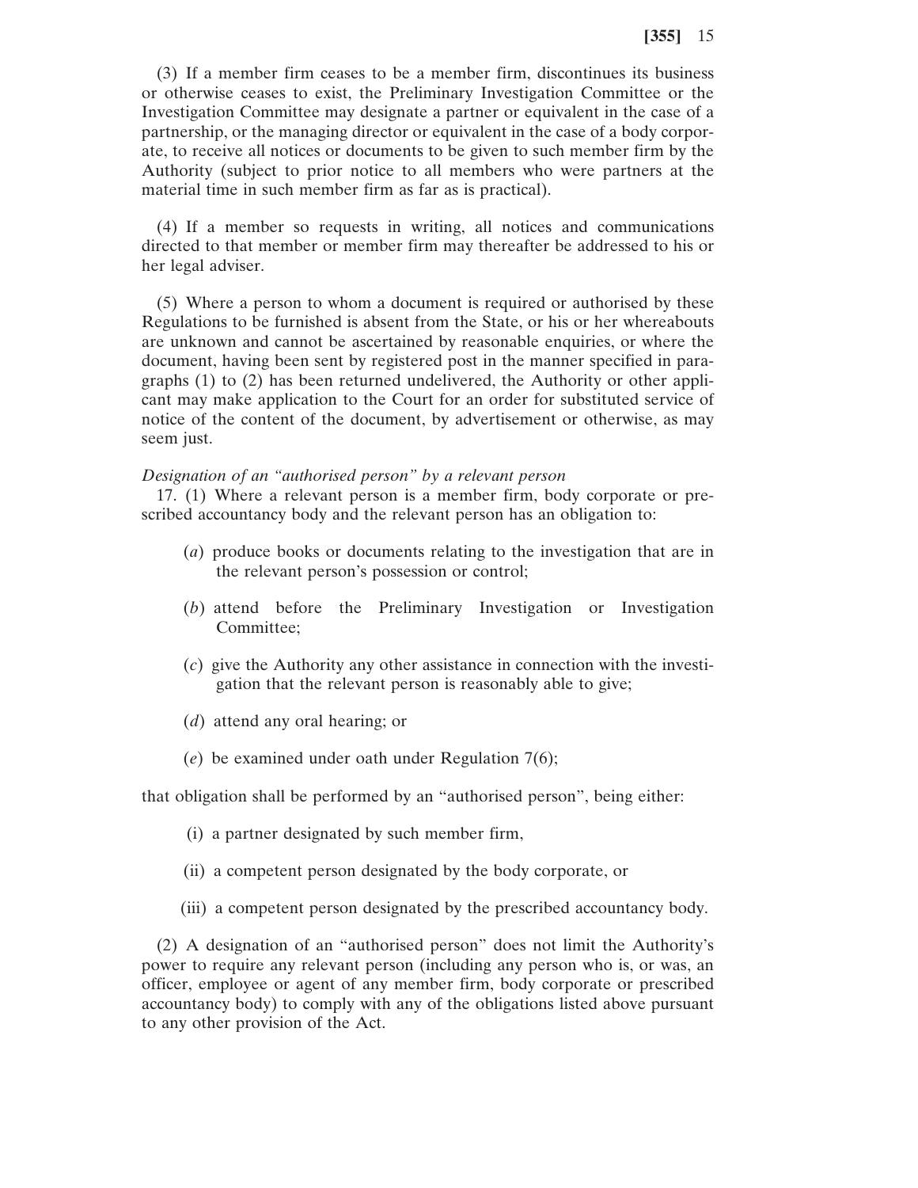(3) If a member firm ceases to be a member firm, discontinues its business or otherwise ceases to exist, the Preliminary Investigation Committee or the Investigation Committee may designate a partner or equivalent in the case of a partnership, or the managing director or equivalent in the case of a body corporate, to receive all notices or documents to be given to such member firm by the Authority (subject to prior notice to all members who were partners at the material time in such member firm as far as is practical).

(4) If a member so requests in writing, all notices and communications directed to that member or member firm may thereafter be addressed to his or her legal adviser.

(5) Where a person to whom a document is required or authorised by these Regulations to be furnished is absent from the State, or his or her whereabouts are unknown and cannot be ascertained by reasonable enquiries, or where the document, having been sent by registered post in the manner specified in paragraphs (1) to (2) has been returned undelivered, the Authority or other applicant may make application to the Court for an order for substituted service of notice of the content of the document, by advertisement or otherwise, as may seem just.

*Designation of an "authorised person" by a relevant person*

17. (1) Where a relevant person is a member firm, body corporate or prescribed accountancy body and the relevant person has an obligation to:

(*a*) produce books or documents relating to the investigation that are in the relevant person's possession or control;

(*b*) attend before the Preliminary Investigation or Investigation Committee;

(*c*) give the Authority any other assistance in connection with the investigation that the relevant person is reasonably able to give;

(*d*) attend any oral hearing; or

(*e*) be examined under oath under Regulation 7(6);

that obligation shall be performed by an "authorised person", being either:

(i) a partner designated by such member firm,

(ii) a competent person designated by the body corporate, or

(iii) a competent person designated by the prescribed accountancy body.

(2) A designation of an "authorised person" does not limit the Authority's power to require any relevant person (including any person who is, or was, an officer, employee or agent of any member firm, body corporate or prescribed accountancy body) to comply with any of the obligations listed above pursuant to any other provision of the Act.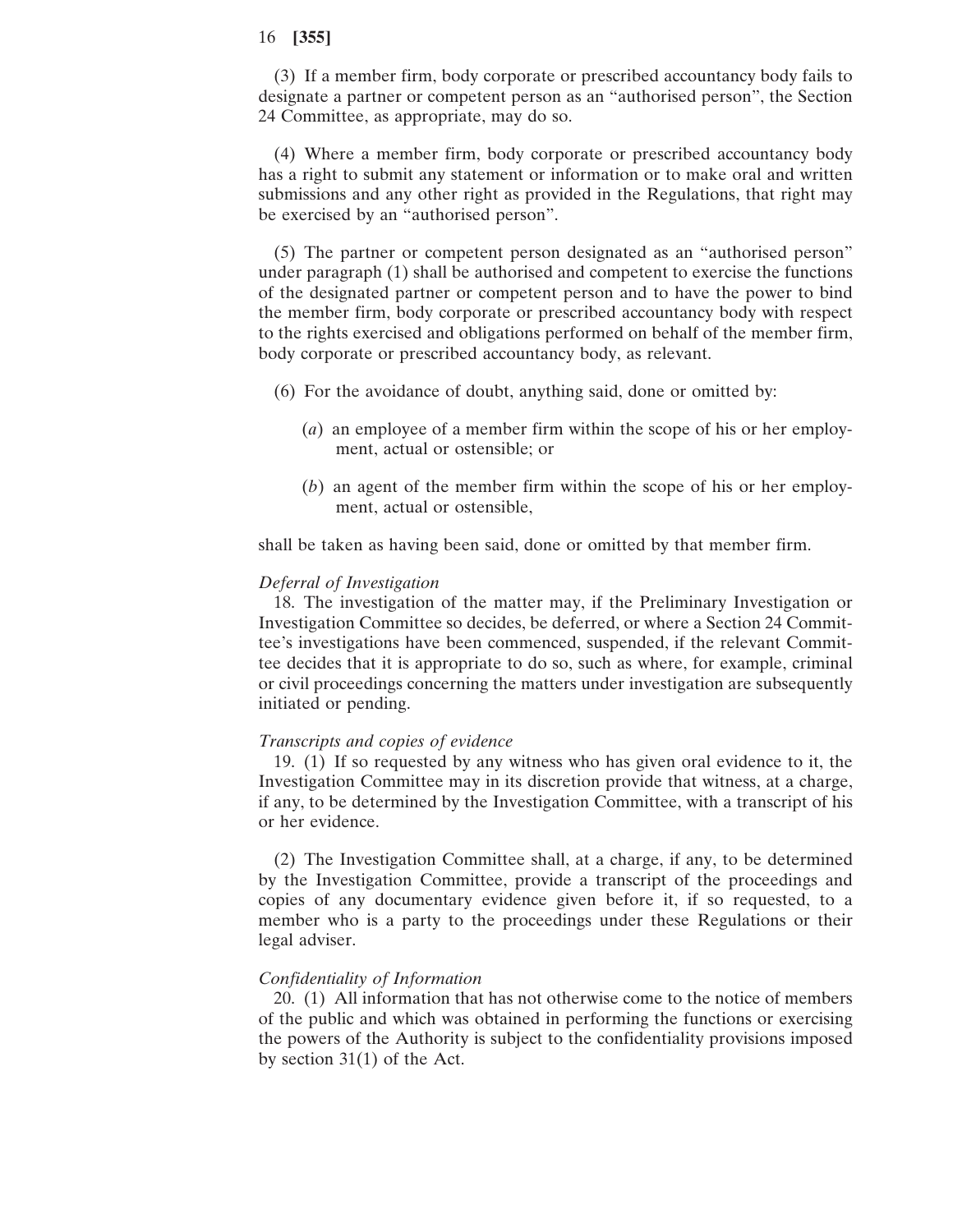(3) If a member firm, body corporate or prescribed accountancy body fails to designate a partner or competent person as an "authorised person", the Section 24 Committee, as appropriate, may do so.

(4) Where a member firm, body corporate or prescribed accountancy body has a right to submit any statement or information or to make oral and written submissions and any other right as provided in the Regulations, that right may be exercised by an "authorised person".

(5) The partner or competent person designated as an "authorised person" under paragraph (1) shall be authorised and competent to exercise the functions of the designated partner or competent person and to have the power to bind the member firm, body corporate or prescribed accountancy body with respect to the rights exercised and obligations performed on behalf of the member firm, body corporate or prescribed accountancy body, as relevant.

(6) For the avoidance of doubt, anything said, done or omitted by:

(*a*) an employee of a member firm within the scope of his or her employment, actual or ostensible; or

(*b*) an agent of the member firm within the scope of his or her employment, actual or ostensible,

shall be taken as having been said, done or omitted by that member firm.

*Deferral of Investigation*

18. The investigation of the matter may, if the Preliminary Investigation or Investigation Committee so decides, be deferred, or where a Section 24 Committee's investigations have been commenced, suspended, if the relevant Committee decides that it is appropriate to do so, such as where, for example, criminal or civil proceedings concerning the matters under investigation are subsequently initiated or pending.

*Transcripts and copies of evidence*

19. (1) If so requested by any witness who has given oral evidence to it, the Investigation Committee may in its discretion provide that witness, at a charge, if any, to be determined by the Investigation Committee, with a transcript of his or her evidence.

(2) The Investigation Committee shall, at a charge, if any, to be determined by the Investigation Committee, provide a transcript of the proceedings and copies of any documentary evidence given before it, if so requested, to a member who is a party to the proceedings under these Regulations or their legal adviser.

*Confidentiality of Information*

20. (1) All information that has not otherwise come to the notice of members of the public and which was obtained in performing the functions or exercising the powers of the Authority is subject to the confidentiality provisions imposed by section 31(1) of the Act.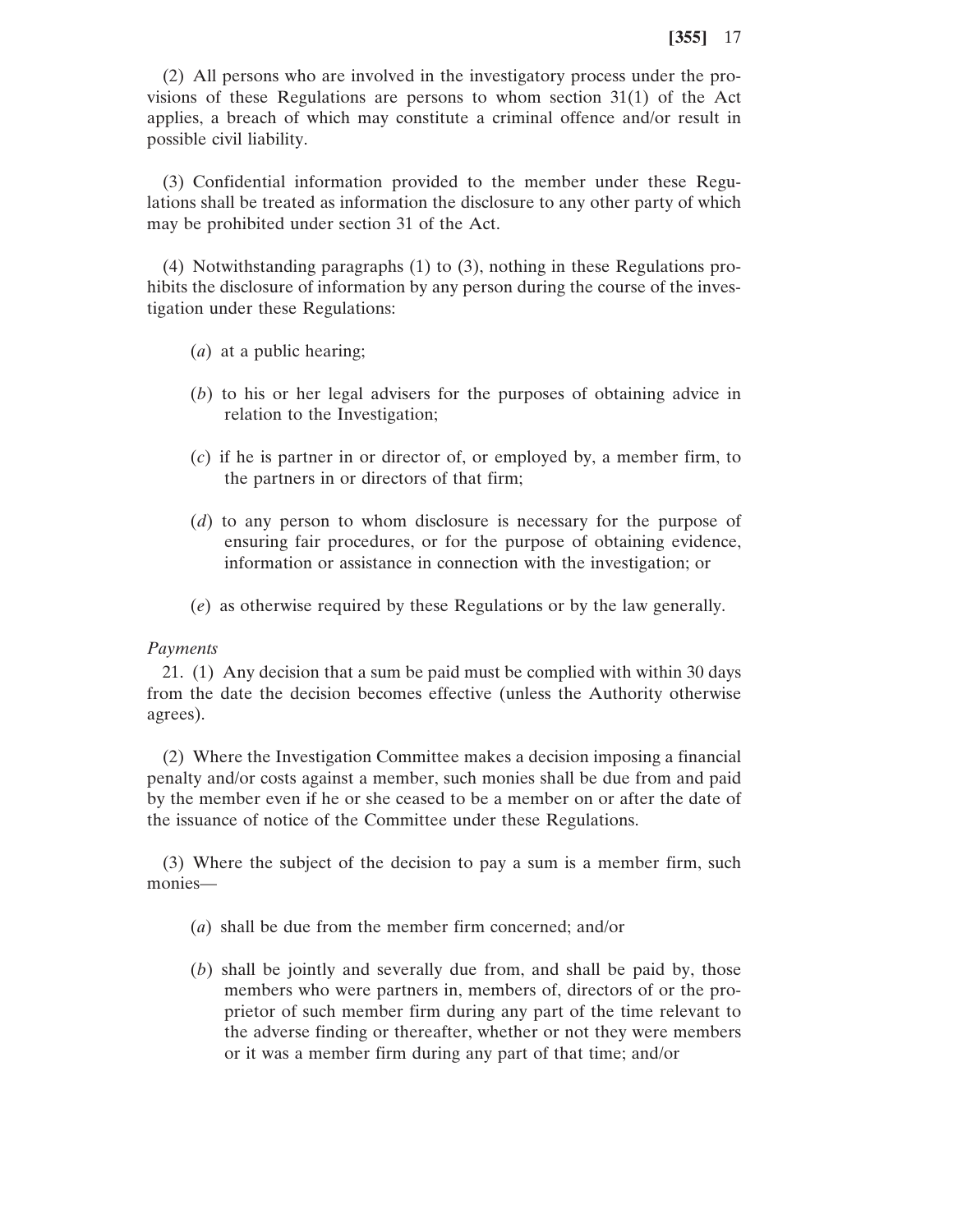(2) All persons who are involved in the investigatory process under the provisions of these Regulations are persons to whom section 31(1) of the Act applies, a breach of which may constitute a criminal offence and/or result in possible civil liability.

(3) Confidential information provided to the member under these Regulations shall be treated as information the disclosure to any other party of which may be prohibited under section 31 of the Act.

(4) Notwithstanding paragraphs (1) to (3), nothing in these Regulations prohibits the disclosure of information by any person during the course of the investigation under these Regulations:

(*a*) at a public hearing;

(*b*) to his or her legal advisers for the purposes of obtaining advice in relation to the Investigation;

(*c*) if he is partner in or director of, or employed by, a member firm, to the partners in or directors of that firm;

(*d*) to any person to whom disclosure is necessary for the purpose of ensuring fair procedures, or for the purpose of obtaining evidence, information or assistance in connection with the investigation; or

(*e*) as otherwise required by these Regulations or by the law generally.

*Payments*

21. (1) Any decision that a sum be paid must be complied with within 30 days from the date the decision becomes effective (unless the Authority otherwise agrees).

(2) Where the Investigation Committee makes a decision imposing a financial penalty and/or costs against a member, such monies shall be due from and paid by the member even if he or she ceased to be a member on or after the date of the issuance of notice of the Committee under these Regulations.

(3) Where the subject of the decision to pay a sum is a member firm, such monies—

(*a*) shall be due from the member firm concerned; and/or

(*b*) shall be jointly and severally due from, and shall be paid by, those members who were partners in, members of, directors of or the proprietor of such member firm during any part of the time relevant to the adverse finding or thereafter, whether or not they were members or it was a member firm during any part of that time; and/or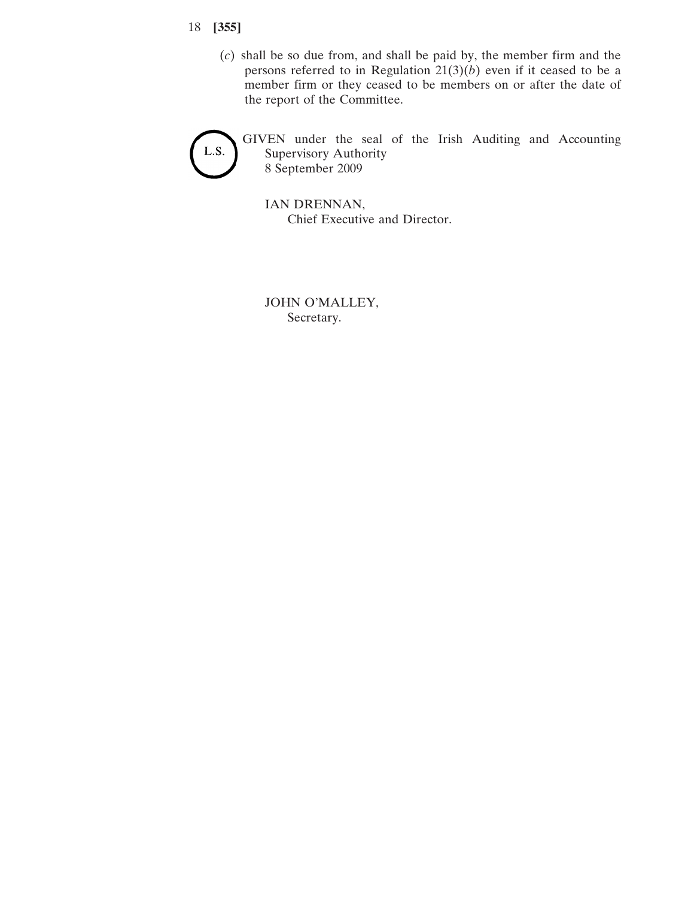(*c*) shall be so due from, and shall be paid by, the member firm and the persons referred to in Regulation 21(3)(*b*) even if it ceased to be a member firm or they ceased to be members on or after the date of the report of the Committee.

L.S.

GIVEN under the seal of the Irish Auditing and Accounting Supervisory Authority
8 September 2009

IAN DRENNAN,
Chief Executive and Director.

JOHN O'MALLEY,
Secretary.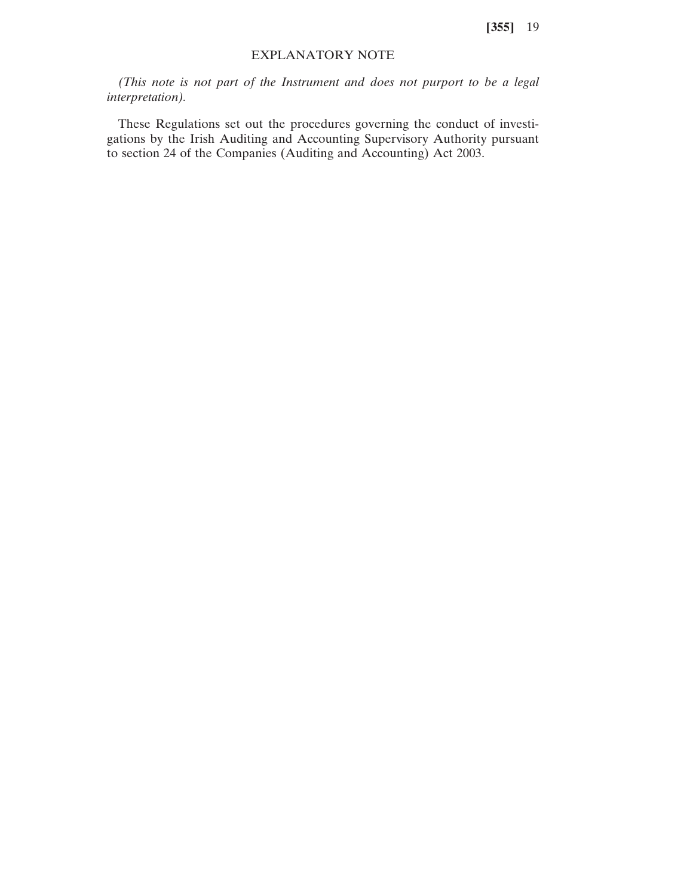# EXPLANATORY NOTE

*(This note is not part of the Instrument and does not purport to be a legal interpretation).*

These Regulations set out the procedures governing the conduct of investigations by the Irish Auditing and Accounting Supervisory Authority pursuant to section 24 of the Companies (Auditing and Accounting) Act 2003.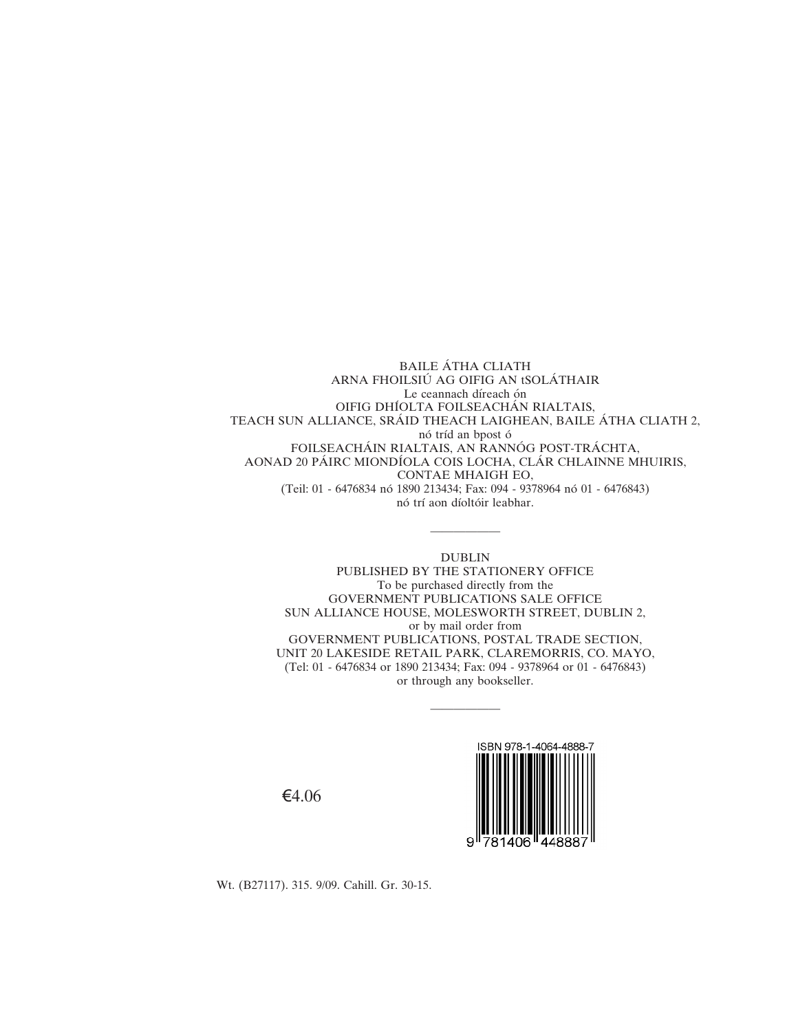BAILE ÁTHA CLIATH
ARNA FHOILSIÚ AG OIFIG AN tSOLÁTHAIR
Le ceannach díreach ón
OIFIG DHÍOLTA FOILSEACHÁN RIALTAIS,
TEACH SUN ALLIANCE, SRÁID THEACH LAIGHEAN, BAILE ÁTHA CLIATH 2,
nó tríd an bpost ó
FOILSEACHÁIN RIALTAIS, AN RANNÓG POST-TRÁCHTA,
AONAD 20 PÁIRC MIONDÍOLA COIS LOCHA, CLÁR CHLAINNE MHUIRIS,
CONTAE MHAIGH EO,
(Teil: 01 - 6476834 nó 1890 213434; Fax: 094 - 9378964 nó 01 - 6476843)
nó trí aon díoltóir leabhar.

---

DUBLIN
PUBLISHED BY THE STATIONERY OFFICE
To be purchased directly from the
GOVERNMENT PUBLICATIONS SALE OFFICE
SUN ALLIANCE HOUSE, MOLESWORTH STREET, DUBLIN 2,
or by mail order from
GOVERNMENT PUBLICATIONS, POSTAL TRADE SECTION,
UNIT 20 LAKESIDE RETAIL PARK, CLAREMORRIS, CO. MAYO,
(Tel: 01 - 6476834 or 1890 213434; Fax: 094 - 9378964 or 01 - 6476843)
or through any bookseller.

---

€4.06

ISBN 978-1-4064-4888-7

9 781406 448887

Wt. (B27117). 315. 9/09. Cahill. Gr. 30-15.